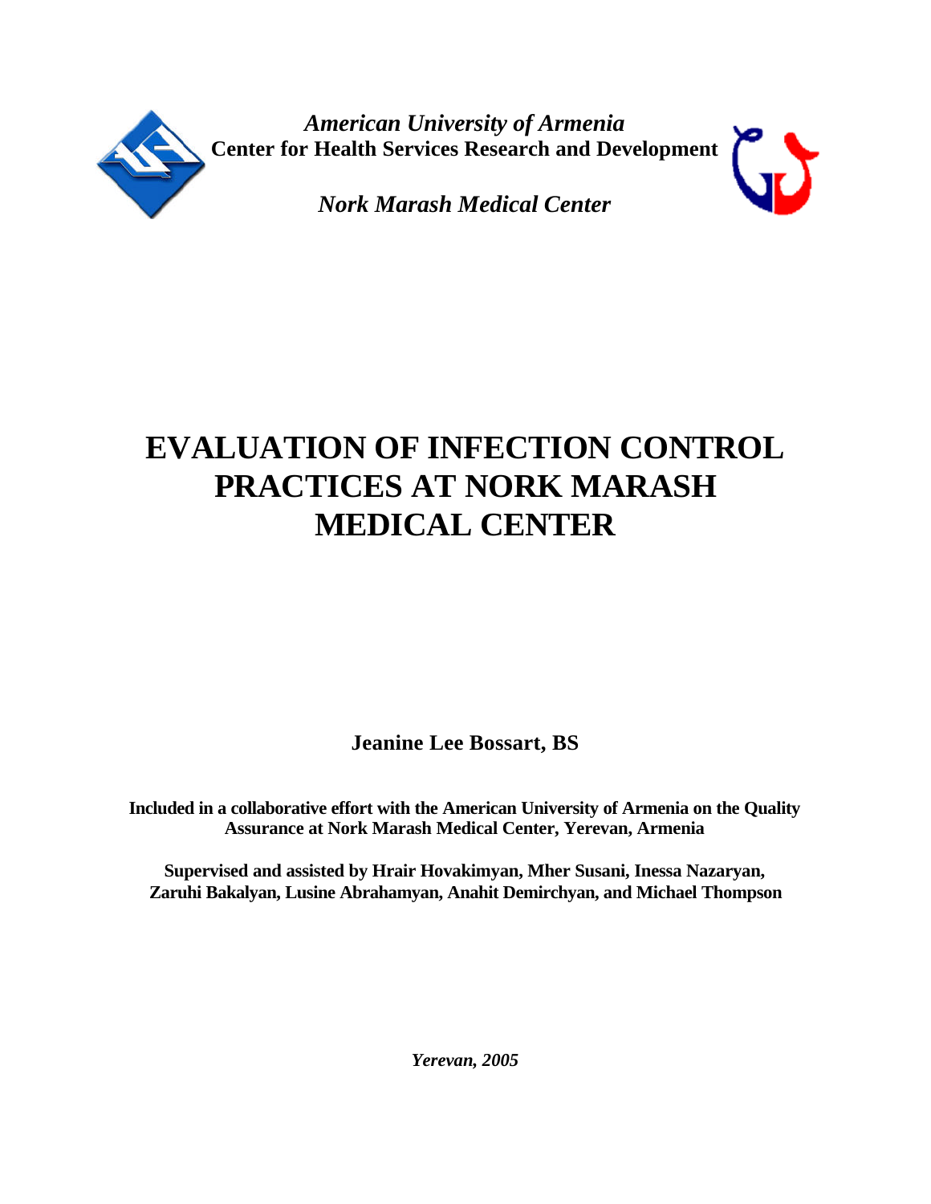*American University of Armenia*
**Center for Health Services Research and Development**

*Nork Marash Medical Center*

# EVALUATION OF INFECTION CONTROL PRACTICES AT NORK MARASH MEDICAL CENTER

**Jeanine Lee Bossart, BS**

**Included in a collaborative effort with the American University of Armenia on the Quality Assurance at Nork Marash Medical Center, Yerevan, Armenia**

**Supervised and assisted by Hrair Hovakimyan, Mher Susani, Inessa Nazaryan, Zaruhi Bakalyan, Lusine Abrahamyan, Anahit Demirchyan, and Michael Thompson**

***Yerevan, 2005***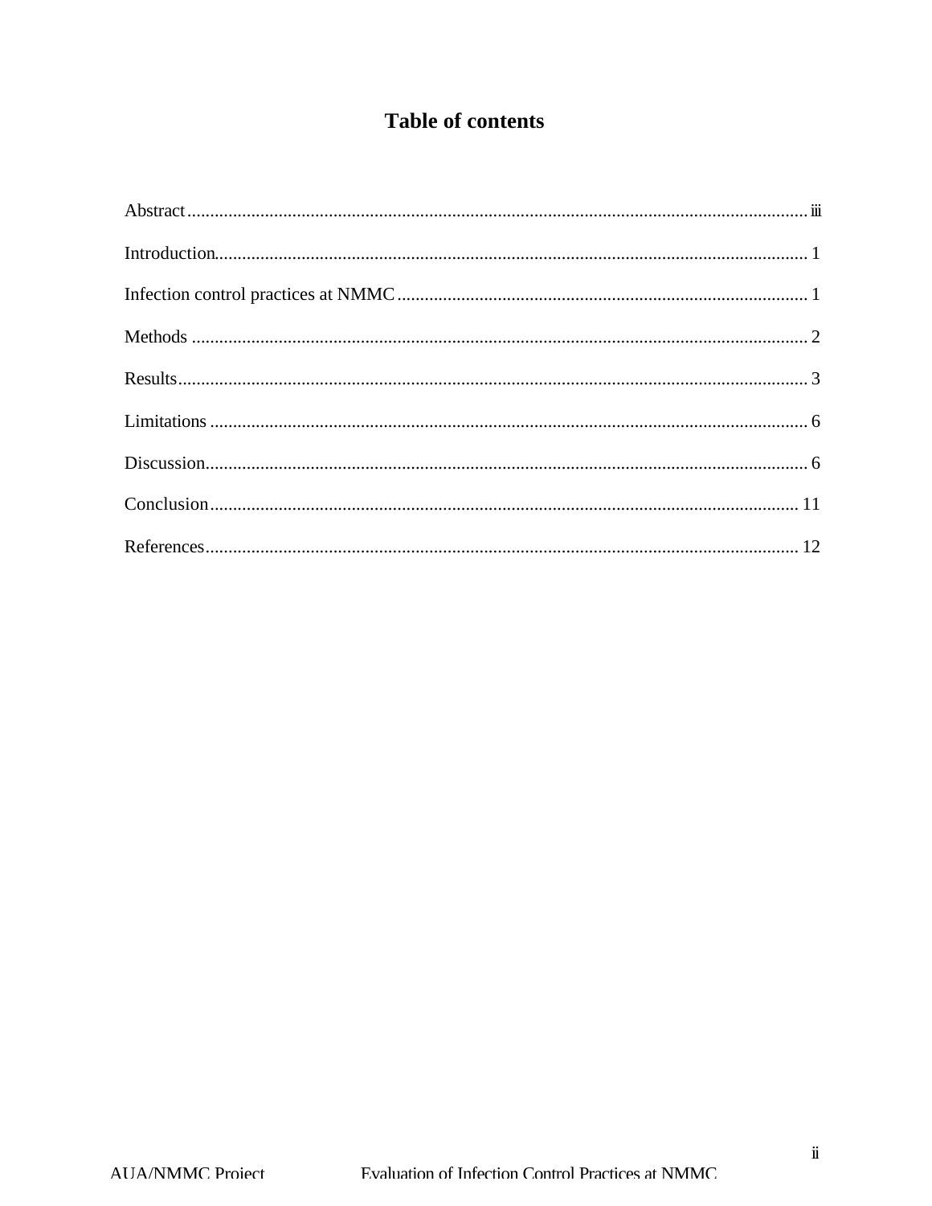# Table of contents

Abstract .................................................................................................................................... iii

Introduction .............................................................................................................................. 1

Infection control practices at NMMC ...................................................................................... 1

Methods .................................................................................................................................... 2

Results ...................................................................................................................................... 3

Limitations ................................................................................................................................ 6

Discussion ................................................................................................................................. 6

Conclusion .............................................................................................................................. 11

References ............................................................................................................................... 12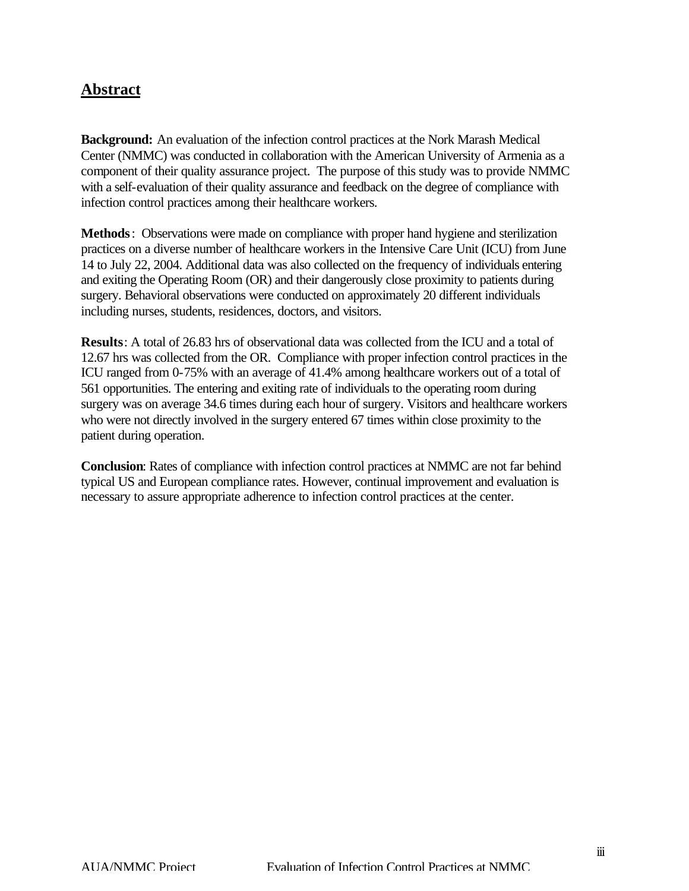## Abstract

**Background:** An evaluation of the infection control practices at the Nork Marash Medical Center (NMMC) was conducted in collaboration with the American University of Armenia as a component of their quality assurance project. The purpose of this study was to provide NMMC with a self-evaluation of their quality assurance and feedback on the degree of compliance with infection control practices among their healthcare workers.

**Methods**: Observations were made on compliance with proper hand hygiene and sterilization practices on a diverse number of healthcare workers in the Intensive Care Unit (ICU) from June 14 to July 22, 2004. Additional data was also collected on the frequency of individuals entering and exiting the Operating Room (OR) and their dangerously close proximity to patients during surgery. Behavioral observations were conducted on approximately 20 different individuals including nurses, students, residences, doctors, and visitors.

**Results**: A total of 26.83 hrs of observational data was collected from the ICU and a total of 12.67 hrs was collected from the OR. Compliance with proper infection control practices in the ICU ranged from 0-75% with an average of 41.4% among healthcare workers out of a total of 561 opportunities. The entering and exiting rate of individuals to the operating room during surgery was on average 34.6 times during each hour of surgery. Visitors and healthcare workers who were not directly involved in the surgery entered 67 times within close proximity to the patient during operation.

**Conclusion**: Rates of compliance with infection control practices at NMMC are not far behind typical US and European compliance rates. However, continual improvement and evaluation is necessary to assure appropriate adherence to infection control practices at the center.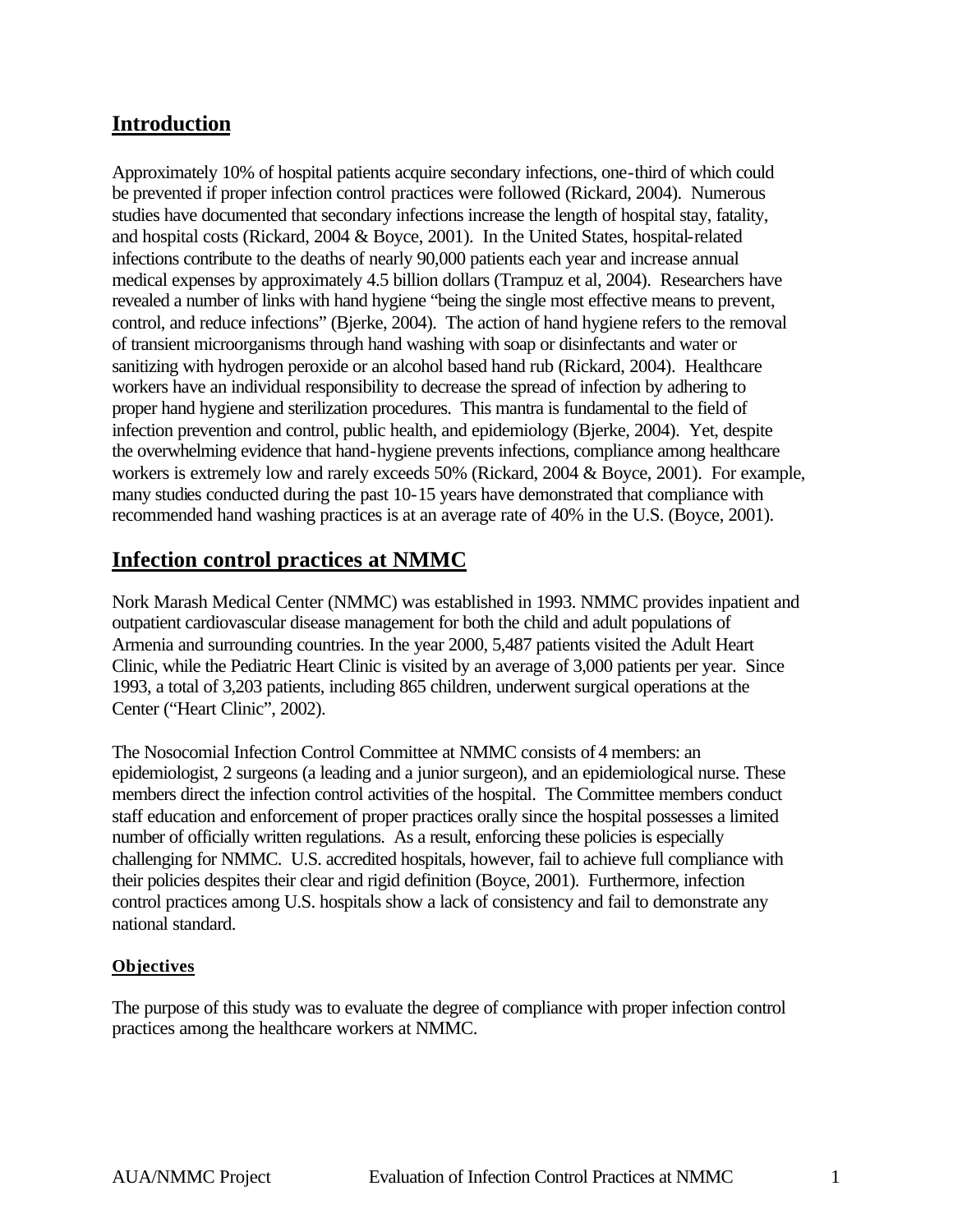## Introduction

Approximately 10% of hospital patients acquire secondary infections, one-third of which could be prevented if proper infection control practices were followed (Rickard, 2004). Numerous studies have documented that secondary infections increase the length of hospital stay, fatality, and hospital costs (Rickard, 2004 & Boyce, 2001). In the United States, hospital-related infections contribute to the deaths of nearly 90,000 patients each year and increase annual medical expenses by approximately 4.5 billion dollars (Trampuz et al, 2004). Researchers have revealed a number of links with hand hygiene "being the single most effective means to prevent, control, and reduce infections" (Bjerke, 2004). The action of hand hygiene refers to the removal of transient microorganisms through hand washing with soap or disinfectants and water or sanitizing with hydrogen peroxide or an alcohol based hand rub (Rickard, 2004). Healthcare workers have an individual responsibility to decrease the spread of infection by adhering to proper hand hygiene and sterilization procedures. This mantra is fundamental to the field of infection prevention and control, public health, and epidemiology (Bjerke, 2004). Yet, despite the overwhelming evidence that hand-hygiene prevents infections, compliance among healthcare workers is extremely low and rarely exceeds 50% (Rickard, 2004 & Boyce, 2001). For example, many studies conducted during the past 10-15 years have demonstrated that compliance with recommended hand washing practices is at an average rate of 40% in the U.S. (Boyce, 2001).

## Infection control practices at NMMC

Nork Marash Medical Center (NMMC) was established in 1993. NMMC provides inpatient and outpatient cardiovascular disease management for both the child and adult populations of Armenia and surrounding countries. In the year 2000, 5,487 patients visited the Adult Heart Clinic, while the Pediatric Heart Clinic is visited by an average of 3,000 patients per year. Since 1993, a total of 3,203 patients, including 865 children, underwent surgical operations at the Center ("Heart Clinic", 2002).

The Nosocomial Infection Control Committee at NMMC consists of 4 members: an epidemiologist, 2 surgeons (a leading and a junior surgeon), and an epidemiological nurse. These members direct the infection control activities of the hospital. The Committee members conduct staff education and enforcement of proper practices orally since the hospital possesses a limited number of officially written regulations. As a result, enforcing these policies is especially challenging for NMMC. U.S. accredited hospitals, however, fail to achieve full compliance with their policies despites their clear and rigid definition (Boyce, 2001). Furthermore, infection control practices among U.S. hospitals show a lack of consistency and fail to demonstrate any national standard.

### Objectives

The purpose of this study was to evaluate the degree of compliance with proper infection control practices among the healthcare workers at NMMC.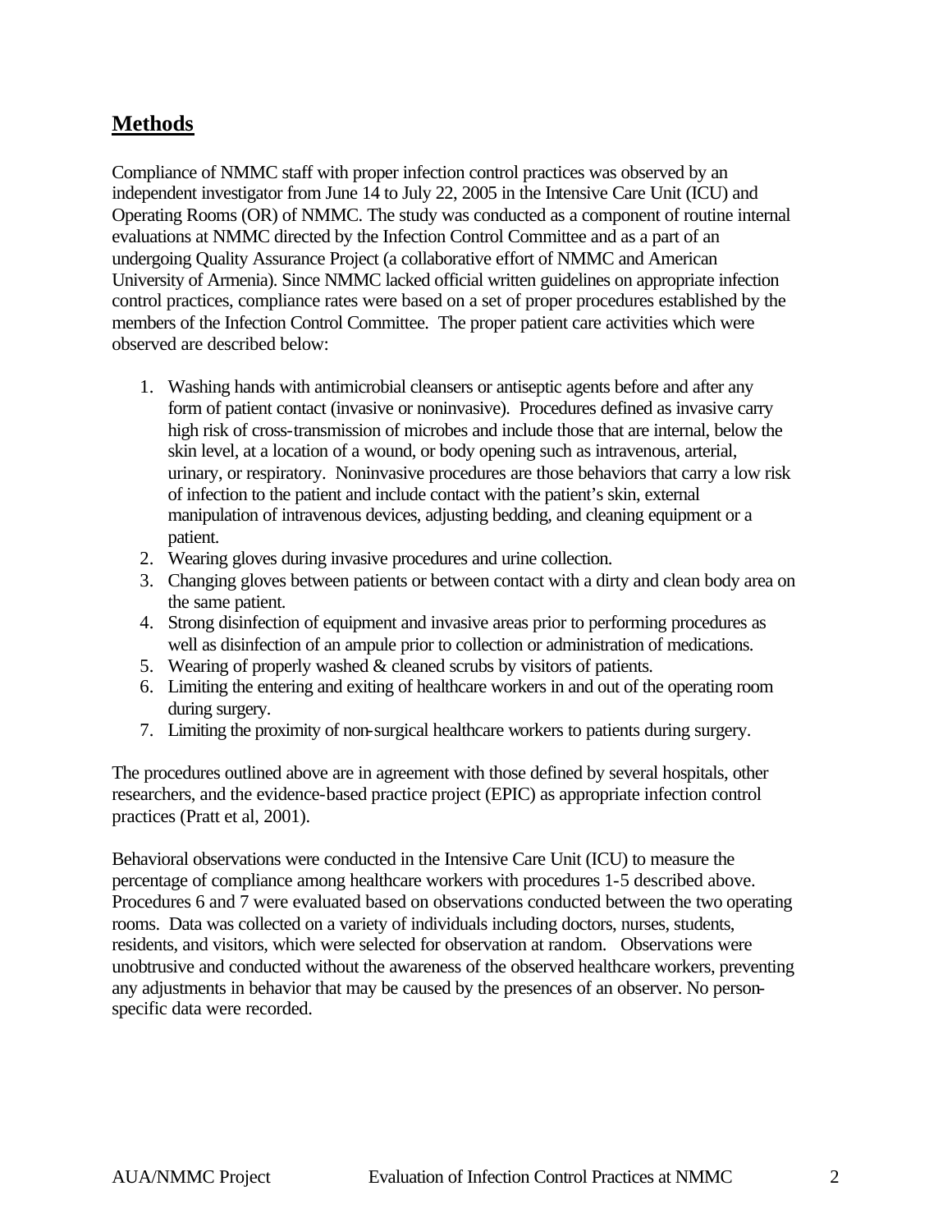## Methods

Compliance of NMMC staff with proper infection control practices was observed by an independent investigator from June 14 to July 22, 2005 in the Intensive Care Unit (ICU) and Operating Rooms (OR) of NMMC. The study was conducted as a component of routine internal evaluations at NMMC directed by the Infection Control Committee and as a part of an undergoing Quality Assurance Project (a collaborative effort of NMMC and American University of Armenia). Since NMMC lacked official written guidelines on appropriate infection control practices, compliance rates were based on a set of proper procedures established by the members of the Infection Control Committee. The proper patient care activities which were observed are described below:

1. Washing hands with antimicrobial cleansers or antiseptic agents before and after any form of patient contact (invasive or noninvasive). Procedures defined as invasive carry high risk of cross-transmission of microbes and include those that are internal, below the skin level, at a location of a wound, or body opening such as intravenous, arterial, urinary, or respiratory. Noninvasive procedures are those behaviors that carry a low risk of infection to the patient and include contact with the patient's skin, external manipulation of intravenous devices, adjusting bedding, and cleaning equipment or a patient.
2. Wearing gloves during invasive procedures and urine collection.
3. Changing gloves between patients or between contact with a dirty and clean body area on the same patient.
4. Strong disinfection of equipment and invasive areas prior to performing procedures as well as disinfection of an ampule prior to collection or administration of medications.
5. Wearing of properly washed & cleaned scrubs by visitors of patients.
6. Limiting the entering and exiting of healthcare workers in and out of the operating room during surgery.
7. Limiting the proximity of non-surgical healthcare workers to patients during surgery.

The procedures outlined above are in agreement with those defined by several hospitals, other researchers, and the evidence-based practice project (EPIC) as appropriate infection control practices (Pratt et al, 2001).

Behavioral observations were conducted in the Intensive Care Unit (ICU) to measure the percentage of compliance among healthcare workers with procedures 1-5 described above. Procedures 6 and 7 were evaluated based on observations conducted between the two operating rooms. Data was collected on a variety of individuals including doctors, nurses, students, residents, and visitors, which were selected for observation at random. Observations were unobtrusive and conducted without the awareness of the observed healthcare workers, preventing any adjustments in behavior that may be caused by the presences of an observer. No person-specific data were recorded.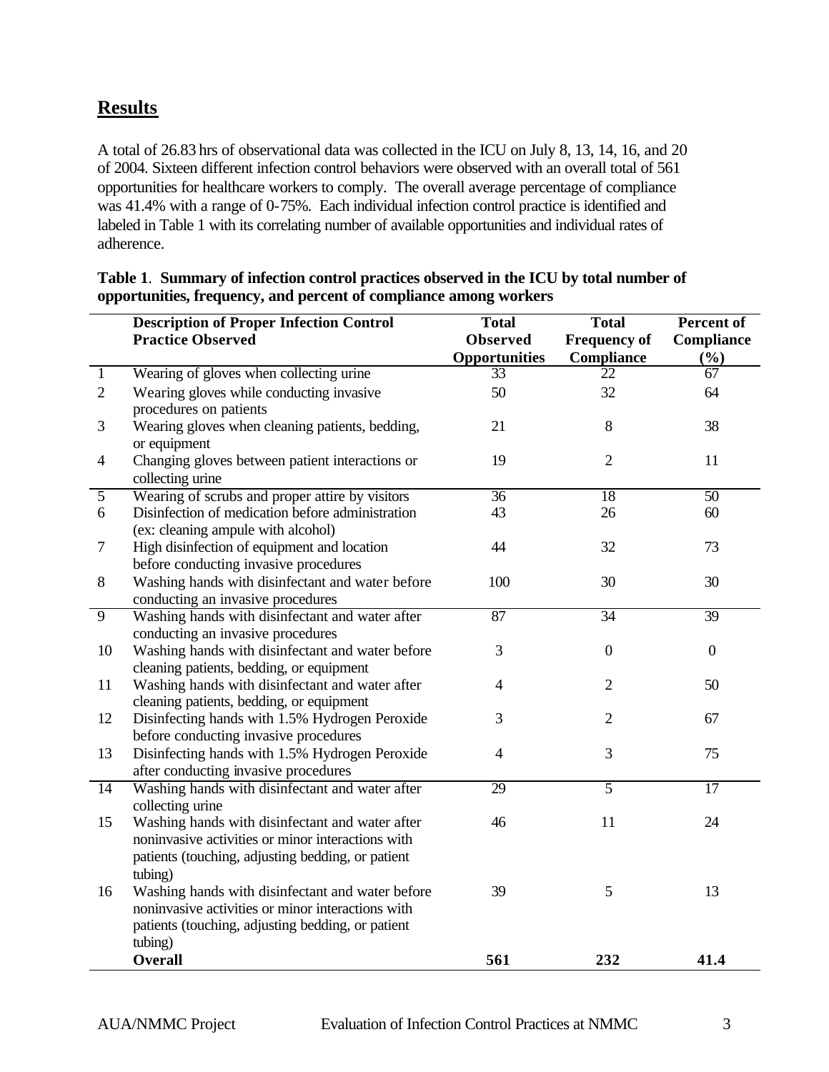## Results

A total of 26.83 hrs of observational data was collected in the ICU on July 8, 13, 14, 16, and 20 of 2004. Sixteen different infection control behaviors were observed with an overall total of 561 opportunities for healthcare workers to comply. The overall average percentage of compliance was 41.4% with a range of 0-75%. Each individual infection control practice is identified and labeled in Table 1 with its correlating number of available opportunities and individual rates of adherence.

**Table 1. Summary of infection control practices observed in the ICU by total number of opportunities, frequency, and percent of compliance among workers**

| | Description of Proper Infection Control Practice Observed | Total Observed Opportunities | Total Frequency of Compliance | Percent of Compliance (%) |
|---|---|---|---|---|
| 1 | Wearing of gloves when collecting urine | 33 | 22 | 67 |
| 2 | Wearing gloves while conducting invasive procedures on patients | 50 | 32 | 64 |
| 3 | Wearing gloves when cleaning patients, bedding, or equipment | 21 | 8 | 38 |
| 4 | Changing gloves between patient interactions or collecting urine | 19 | 2 | 11 |
| 5 | Wearing of scrubs and proper attire by visitors | 36 | 18 | 50 |
| 6 | Disinfection of medication before administration (ex: cleaning ampule with alcohol) | 43 | 26 | 60 |
| 7 | High disinfection of equipment and location before conducting invasive procedures | 44 | 32 | 73 |
| 8 | Washing hands with disinfectant and water before conducting an invasive procedures | 100 | 30 | 30 |
| 9 | Washing hands with disinfectant and water after conducting an invasive procedures | 87 | 34 | 39 |
| 10 | Washing hands with disinfectant and water before cleaning patients, bedding, or equipment | 3 | 0 | 0 |
| 11 | Washing hands with disinfectant and water after cleaning patients, bedding, or equipment | 4 | 2 | 50 |
| 12 | Disinfecting hands with 1.5% Hydrogen Peroxide before conducting invasive procedures | 3 | 2 | 67 |
| 13 | Disinfecting hands with 1.5% Hydrogen Peroxide after conducting invasive procedures | 4 | 3 | 75 |
| 14 | Washing hands with disinfectant and water after collecting urine | 29 | 5 | 17 |
| 15 | Washing hands with disinfectant and water after noninvasive activities or minor interactions with patients (touching, adjusting bedding, or patient tubing) | 46 | 11 | 24 |
| 16 | Washing hands with disinfectant and water before noninvasive activities or minor interactions with patients (touching, adjusting bedding, or patient tubing) | 39 | 5 | 13 |
| | **Overall** | **561** | **232** | **41.4** |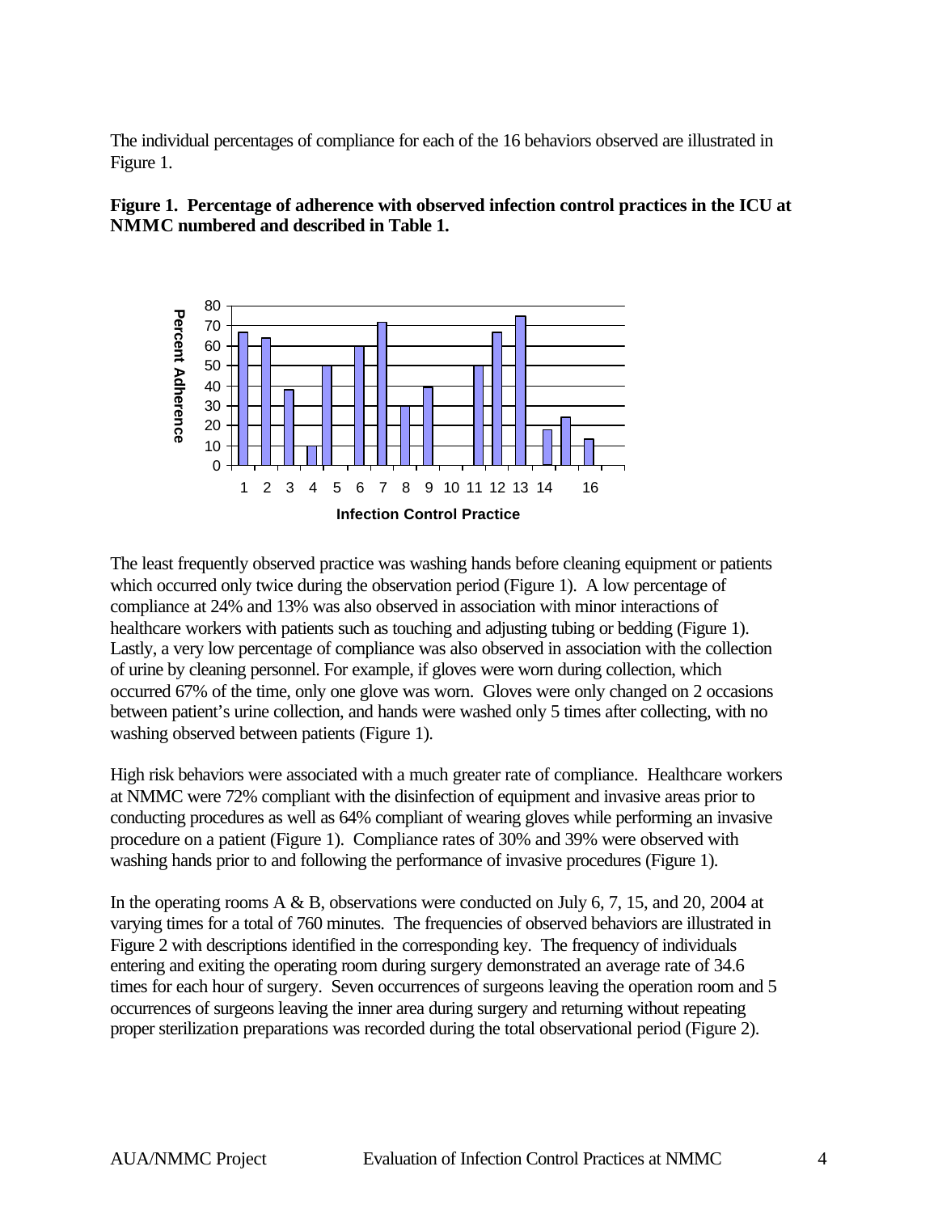The individual percentages of compliance for each of the 16 behaviors observed are illustrated in Figure 1.

**Figure 1. Percentage of adherence with observed infection control practices in the ICU at NMMC numbered and described in Table 1.**

The least frequently observed practice was washing hands before cleaning equipment or patients which occurred only twice during the observation period (Figure 1). A low percentage of compliance at 24% and 13% was also observed in association with minor interactions of healthcare workers with patients such as touching and adjusting tubing or bedding (Figure 1). Lastly, a very low percentage of compliance was also observed in association with the collection of urine by cleaning personnel. For example, if gloves were worn during collection, which occurred 67% of the time, only one glove was worn. Gloves were only changed on 2 occasions between patient's urine collection, and hands were washed only 5 times after collecting, with no washing observed between patients (Figure 1).

High risk behaviors were associated with a much greater rate of compliance. Healthcare workers at NMMC were 72% compliant with the disinfection of equipment and invasive areas prior to conducting procedures as well as 64% compliant of wearing gloves while performing an invasive procedure on a patient (Figure 1). Compliance rates of 30% and 39% were observed with washing hands prior to and following the performance of invasive procedures (Figure 1).

In the operating rooms A & B, observations were conducted on July 6, 7, 15, and 20, 2004 at varying times for a total of 760 minutes. The frequencies of observed behaviors are illustrated in Figure 2 with descriptions identified in the corresponding key. The frequency of individuals entering and exiting the operating room during surgery demonstrated an average rate of 34.6 times for each hour of surgery. Seven occurrences of surgeons leaving the operation room and 5 occurrences of surgeons leaving the inner area during surgery and returning without repeating proper sterilization preparations was recorded during the total observational period (Figure 2).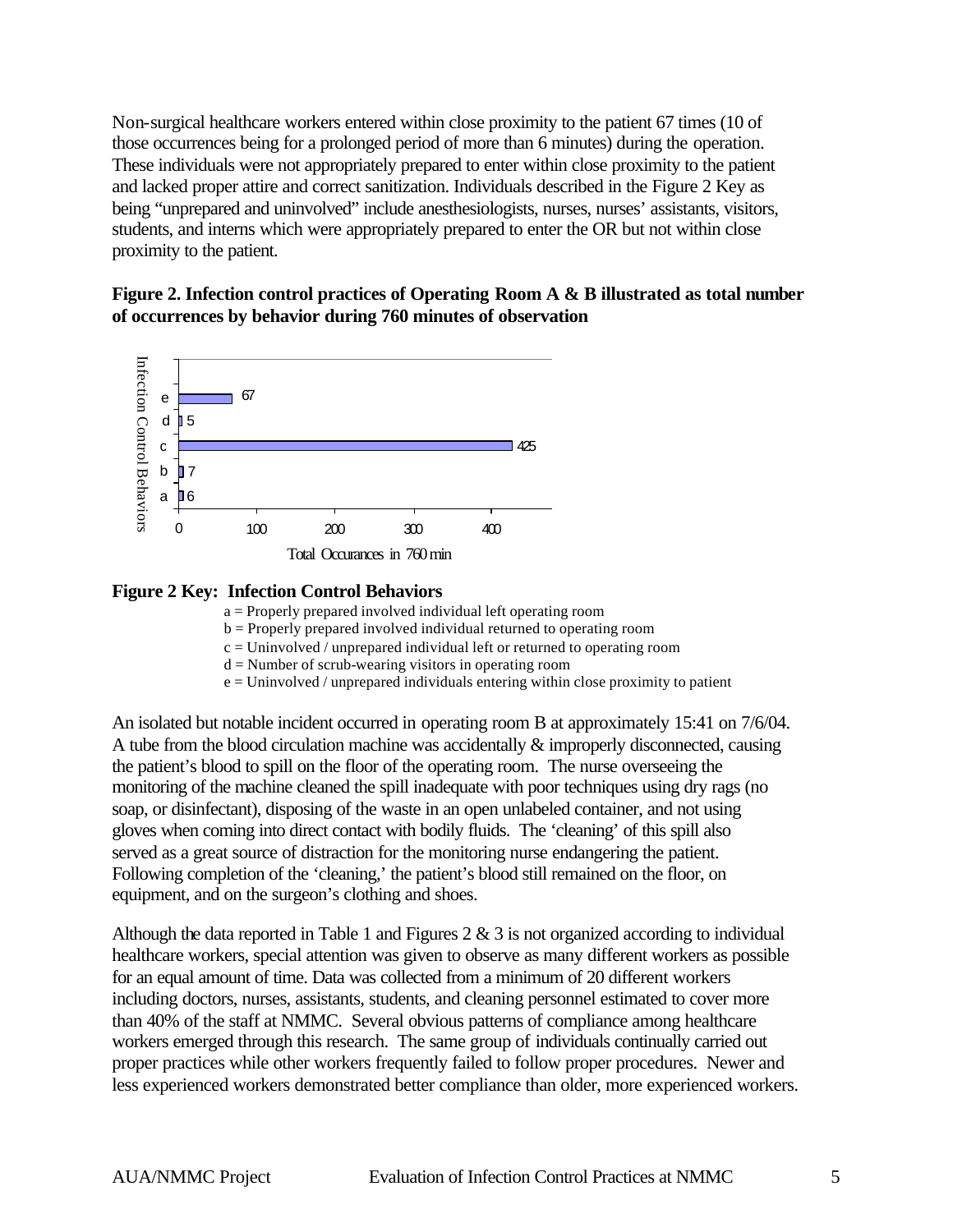Non-surgical healthcare workers entered within close proximity to the patient 67 times (10 of those occurrences being for a prolonged period of more than 6 minutes) during the operation. These individuals were not appropriately prepared to enter within close proximity to the patient and lacked proper attire and correct sanitization. Individuals described in the Figure 2 Key as being "unprepared and uninvolved" include anesthesiologists, nurses, nurses' assistants, visitors, students, and interns which were appropriately prepared to enter the OR but not within close proximity to the patient.

**Figure 2. Infection control practices of Operating Room A & B illustrated as total number of occurrences by behavior during 760 minutes of observation**

| Infection Control Behaviors | Total Occurances in 760 min |
|---|---|
| e | 67 |
| d | 5 |
| c | 425 |
| b | 7 |
| a | 6 |

**Figure 2 Key: Infection Control Behaviors**

a = Properly prepared involved individual left operating room
b = Properly prepared involved individual returned to operating room
c = Uninvolved / unprepared individual left or returned to operating room
d = Number of scrub-wearing visitors in operating room
e = Uninvolved / unprepared individuals entering within close proximity to patient

An isolated but notable incident occurred in operating room B at approximately 15:41 on 7/6/04. A tube from the blood circulation machine was accidentally & improperly disconnected, causing the patient's blood to spill on the floor of the operating room. The nurse overseeing the monitoring of the machine cleaned the spill inadequate with poor techniques using dry rags (no soap, or disinfectant), disposing of the waste in an open unlabeled container, and not using gloves when coming into direct contact with bodily fluids. The 'cleaning' of this spill also served as a great source of distraction for the monitoring nurse endangering the patient. Following completion of the 'cleaning,' the patient's blood still remained on the floor, on equipment, and on the surgeon's clothing and shoes.

Although the data reported in Table 1 and Figures 2 & 3 is not organized according to individual healthcare workers, special attention was given to observe as many different workers as possible for an equal amount of time. Data was collected from a minimum of 20 different workers including doctors, nurses, assistants, students, and cleaning personnel estimated to cover more than 40% of the staff at NMMC. Several obvious patterns of compliance among healthcare workers emerged through this research. The same group of individuals continually carried out proper practices while other workers frequently failed to follow proper procedures. Newer and less experienced workers demonstrated better compliance than older, more experienced workers.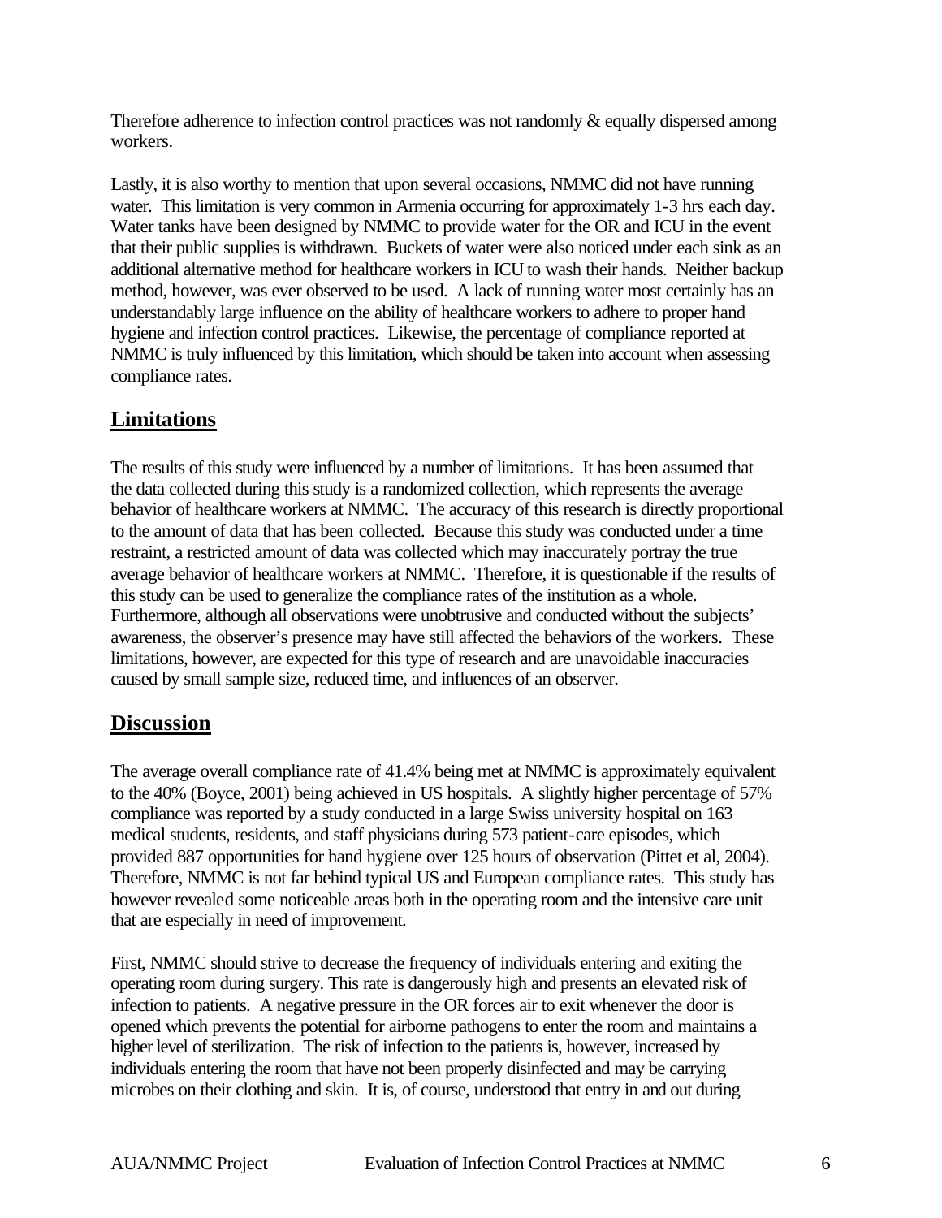Therefore adherence to infection control practices was not randomly & equally dispersed among workers.

Lastly, it is also worthy to mention that upon several occasions, NMMC did not have running water. This limitation is very common in Armenia occurring for approximately 1-3 hrs each day. Water tanks have been designed by NMMC to provide water for the OR and ICU in the event that their public supplies is withdrawn. Buckets of water were also noticed under each sink as an additional alternative method for healthcare workers in ICU to wash their hands. Neither backup method, however, was ever observed to be used. A lack of running water most certainly has an understandably large influence on the ability of healthcare workers to adhere to proper hand hygiene and infection control practices. Likewise, the percentage of compliance reported at NMMC is truly influenced by this limitation, which should be taken into account when assessing compliance rates.

## Limitations

The results of this study were influenced by a number of limitations. It has been assumed that the data collected during this study is a randomized collection, which represents the average behavior of healthcare workers at NMMC. The accuracy of this research is directly proportional to the amount of data that has been collected. Because this study was conducted under a time restraint, a restricted amount of data was collected which may inaccurately portray the true average behavior of healthcare workers at NMMC. Therefore, it is questionable if the results of this study can be used to generalize the compliance rates of the institution as a whole. Furthermore, although all observations were unobtrusive and conducted without the subjects' awareness, the observer's presence may have still affected the behaviors of the workers. These limitations, however, are expected for this type of research and are unavoidable inaccuracies caused by small sample size, reduced time, and influences of an observer.

## Discussion

The average overall compliance rate of 41.4% being met at NMMC is approximately equivalent to the 40% (Boyce, 2001) being achieved in US hospitals. A slightly higher percentage of 57% compliance was reported by a study conducted in a large Swiss university hospital on 163 medical students, residents, and staff physicians during 573 patient-care episodes, which provided 887 opportunities for hand hygiene over 125 hours of observation (Pittet et al, 2004). Therefore, NMMC is not far behind typical US and European compliance rates. This study has however revealed some noticeable areas both in the operating room and the intensive care unit that are especially in need of improvement.

First, NMMC should strive to decrease the frequency of individuals entering and exiting the operating room during surgery. This rate is dangerously high and presents an elevated risk of infection to patients. A negative pressure in the OR forces air to exit whenever the door is opened which prevents the potential for airborne pathogens to enter the room and maintains a higher level of sterilization. The risk of infection to the patients is, however, increased by individuals entering the room that have not been properly disinfected and may be carrying microbes on their clothing and skin. It is, of course, understood that entry in and out during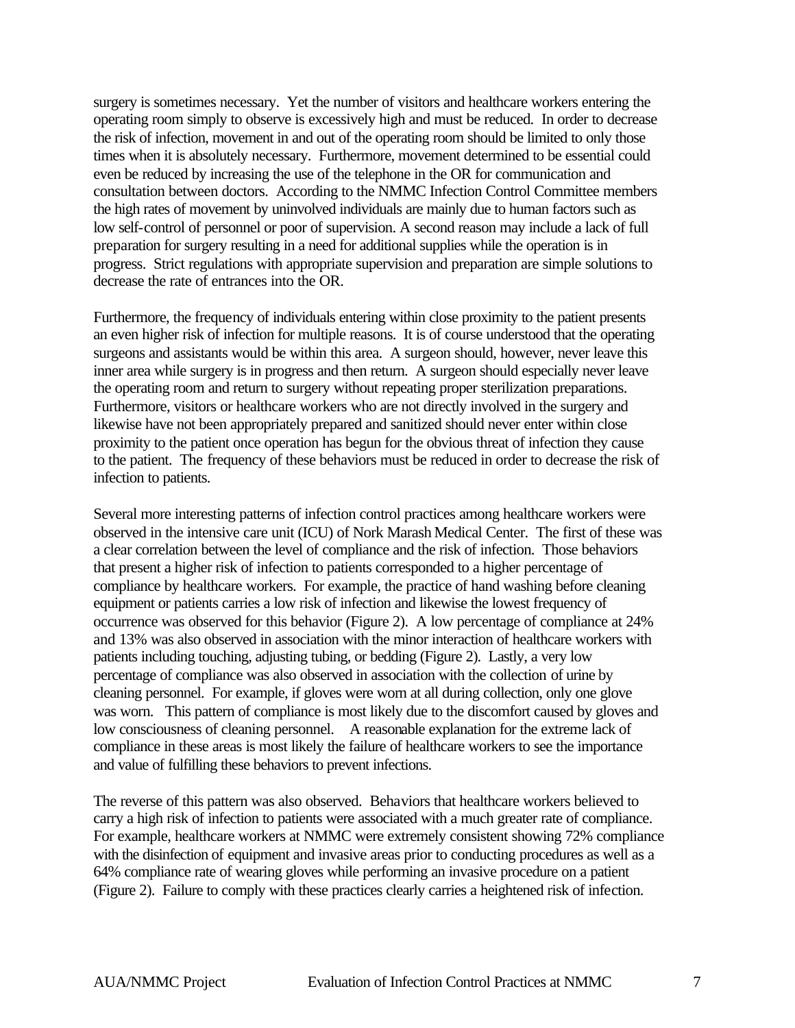surgery is sometimes necessary. Yet the number of visitors and healthcare workers entering the operating room simply to observe is excessively high and must be reduced. In order to decrease the risk of infection, movement in and out of the operating room should be limited to only those times when it is absolutely necessary. Furthermore, movement determined to be essential could even be reduced by increasing the use of the telephone in the OR for communication and consultation between doctors. According to the NMMC Infection Control Committee members the high rates of movement by uninvolved individuals are mainly due to human factors such as low self-control of personnel or poor of supervision. A second reason may include a lack of full preparation for surgery resulting in a need for additional supplies while the operation is in progress. Strict regulations with appropriate supervision and preparation are simple solutions to decrease the rate of entrances into the OR.

Furthermore, the frequency of individuals entering within close proximity to the patient presents an even higher risk of infection for multiple reasons. It is of course understood that the operating surgeons and assistants would be within this area. A surgeon should, however, never leave this inner area while surgery is in progress and then return. A surgeon should especially never leave the operating room and return to surgery without repeating proper sterilization preparations. Furthermore, visitors or healthcare workers who are not directly involved in the surgery and likewise have not been appropriately prepared and sanitized should never enter within close proximity to the patient once operation has begun for the obvious threat of infection they cause to the patient. The frequency of these behaviors must be reduced in order to decrease the risk of infection to patients.

Several more interesting patterns of infection control practices among healthcare workers were observed in the intensive care unit (ICU) of Nork Marash Medical Center. The first of these was a clear correlation between the level of compliance and the risk of infection. Those behaviors that present a higher risk of infection to patients corresponded to a higher percentage of compliance by healthcare workers. For example, the practice of hand washing before cleaning equipment or patients carries a low risk of infection and likewise the lowest frequency of occurrence was observed for this behavior (Figure 2). A low percentage of compliance at 24% and 13% was also observed in association with the minor interaction of healthcare workers with patients including touching, adjusting tubing, or bedding (Figure 2). Lastly, a very low percentage of compliance was also observed in association with the collection of urine by cleaning personnel. For example, if gloves were worn at all during collection, only one glove was worn. This pattern of compliance is most likely due to the discomfort caused by gloves and low consciousness of cleaning personnel. A reasonable explanation for the extreme lack of compliance in these areas is most likely the failure of healthcare workers to see the importance and value of fulfilling these behaviors to prevent infections.

The reverse of this pattern was also observed. Behaviors that healthcare workers believed to carry a high risk of infection to patients were associated with a much greater rate of compliance. For example, healthcare workers at NMMC were extremely consistent showing 72% compliance with the disinfection of equipment and invasive areas prior to conducting procedures as well as a 64% compliance rate of wearing gloves while performing an invasive procedure on a patient (Figure 2). Failure to comply with these practices clearly carries a heightened risk of infection.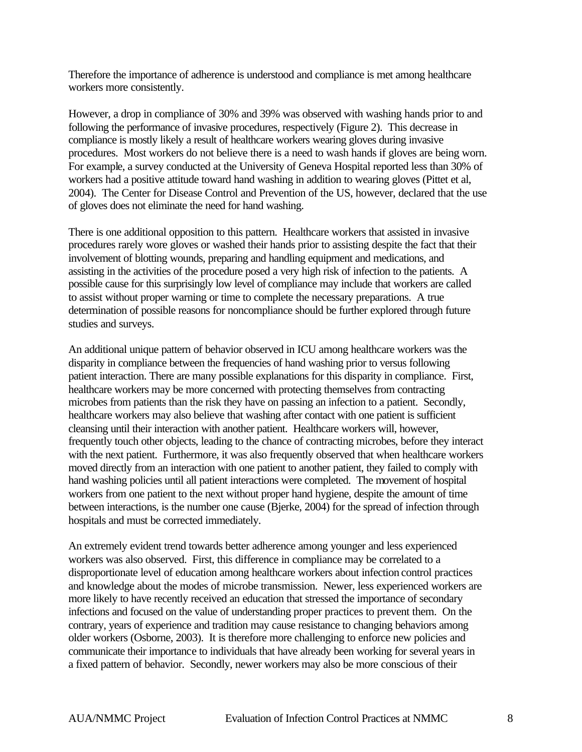Therefore the importance of adherence is understood and compliance is met among healthcare workers more consistently.

However, a drop in compliance of 30% and 39% was observed with washing hands prior to and following the performance of invasive procedures, respectively (Figure 2). This decrease in compliance is mostly likely a result of healthcare workers wearing gloves during invasive procedures. Most workers do not believe there is a need to wash hands if gloves are being worn. For example, a survey conducted at the University of Geneva Hospital reported less than 30% of workers had a positive attitude toward hand washing in addition to wearing gloves (Pittet et al, 2004). The Center for Disease Control and Prevention of the US, however, declared that the use of gloves does not eliminate the need for hand washing.

There is one additional opposition to this pattern. Healthcare workers that assisted in invasive procedures rarely wore gloves or washed their hands prior to assisting despite the fact that their involvement of blotting wounds, preparing and handling equipment and medications, and assisting in the activities of the procedure posed a very high risk of infection to the patients. A possible cause for this surprisingly low level of compliance may include that workers are called to assist without proper warning or time to complete the necessary preparations. A true determination of possible reasons for noncompliance should be further explored through future studies and surveys.

An additional unique pattern of behavior observed in ICU among healthcare workers was the disparity in compliance between the frequencies of hand washing prior to versus following patient interaction. There are many possible explanations for this disparity in compliance. First, healthcare workers may be more concerned with protecting themselves from contracting microbes from patients than the risk they have on passing an infection to a patient. Secondly, healthcare workers may also believe that washing after contact with one patient is sufficient cleansing until their interaction with another patient. Healthcare workers will, however, frequently touch other objects, leading to the chance of contracting microbes, before they interact with the next patient. Furthermore, it was also frequently observed that when healthcare workers moved directly from an interaction with one patient to another patient, they failed to comply with hand washing policies until all patient interactions were completed. The movement of hospital workers from one patient to the next without proper hand hygiene, despite the amount of time between interactions, is the number one cause (Bjerke, 2004) for the spread of infection through hospitals and must be corrected immediately.

An extremely evident trend towards better adherence among younger and less experienced workers was also observed. First, this difference in compliance may be correlated to a disproportionate level of education among healthcare workers about infection control practices and knowledge about the modes of microbe transmission. Newer, less experienced workers are more likely to have recently received an education that stressed the importance of secondary infections and focused on the value of understanding proper practices to prevent them. On the contrary, years of experience and tradition may cause resistance to changing behaviors among older workers (Osborne, 2003). It is therefore more challenging to enforce new policies and communicate their importance to individuals that have already been working for several years in a fixed pattern of behavior. Secondly, newer workers may also be more conscious of their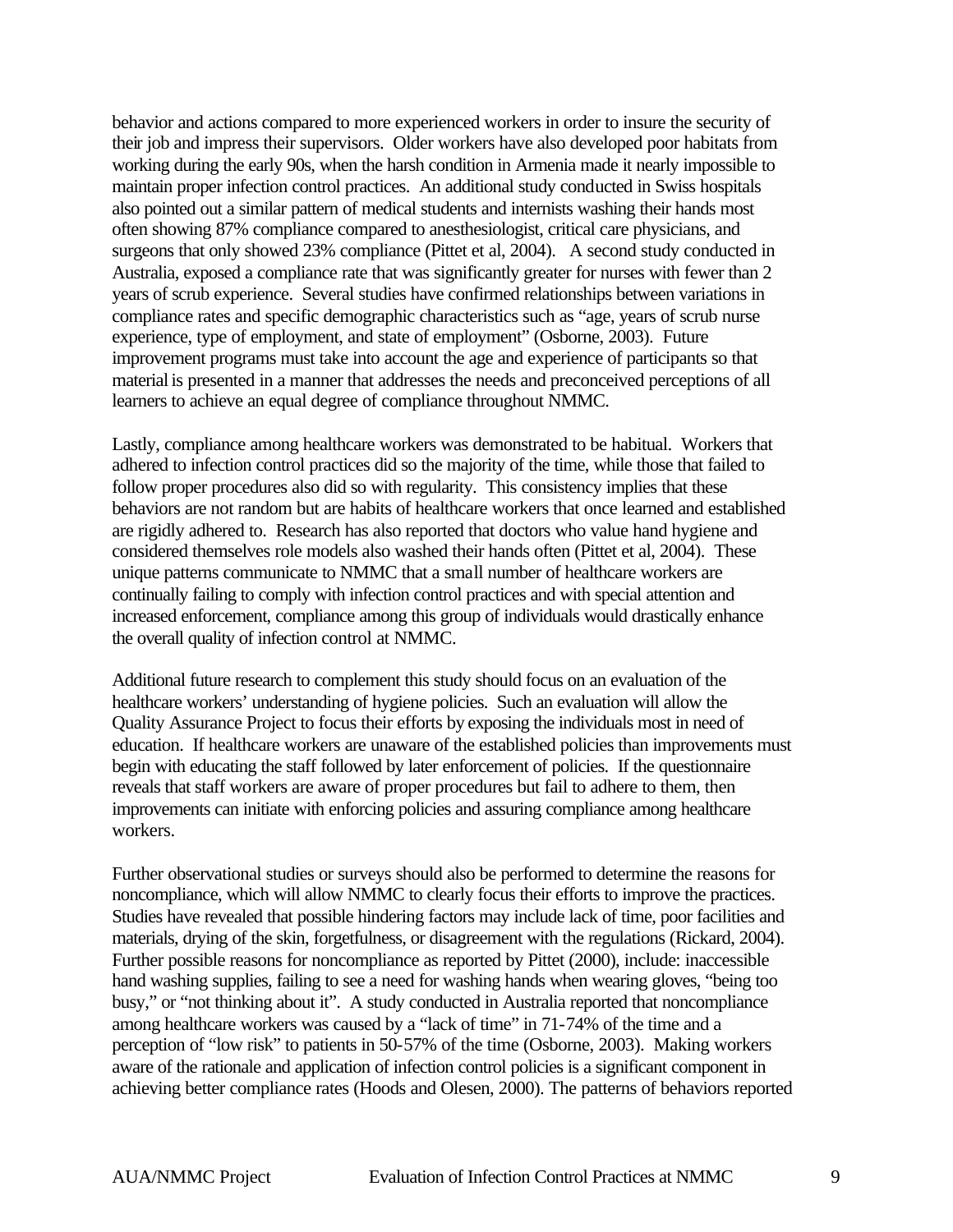behavior and actions compared to more experienced workers in order to insure the security of their job and impress their supervisors. Older workers have also developed poor habitats from working during the early 90s, when the harsh condition in Armenia made it nearly impossible to maintain proper infection control practices. An additional study conducted in Swiss hospitals also pointed out a similar pattern of medical students and internists washing their hands most often showing 87% compliance compared to anesthesiologist, critical care physicians, and surgeons that only showed 23% compliance (Pittet et al, 2004). A second study conducted in Australia, exposed a compliance rate that was significantly greater for nurses with fewer than 2 years of scrub experience. Several studies have confirmed relationships between variations in compliance rates and specific demographic characteristics such as "age, years of scrub nurse experience, type of employment, and state of employment" (Osborne, 2003). Future improvement programs must take into account the age and experience of participants so that material is presented in a manner that addresses the needs and preconceived perceptions of all learners to achieve an equal degree of compliance throughout NMMC.

Lastly, compliance among healthcare workers was demonstrated to be habitual. Workers that adhered to infection control practices did so the majority of the time, while those that failed to follow proper procedures also did so with regularity. This consistency implies that these behaviors are not random but are habits of healthcare workers that once learned and established are rigidly adhered to. Research has also reported that doctors who value hand hygiene and considered themselves role models also washed their hands often (Pittet et al, 2004). These unique patterns communicate to NMMC that a small number of healthcare workers are continually failing to comply with infection control practices and with special attention and increased enforcement, compliance among this group of individuals would drastically enhance the overall quality of infection control at NMMC.

Additional future research to complement this study should focus on an evaluation of the healthcare workers' understanding of hygiene policies. Such an evaluation will allow the Quality Assurance Project to focus their efforts by exposing the individuals most in need of education. If healthcare workers are unaware of the established policies than improvements must begin with educating the staff followed by later enforcement of policies. If the questionnaire reveals that staff workers are aware of proper procedures but fail to adhere to them, then improvements can initiate with enforcing policies and assuring compliance among healthcare workers.

Further observational studies or surveys should also be performed to determine the reasons for noncompliance, which will allow NMMC to clearly focus their efforts to improve the practices. Studies have revealed that possible hindering factors may include lack of time, poor facilities and materials, drying of the skin, forgetfulness, or disagreement with the regulations (Rickard, 2004). Further possible reasons for noncompliance as reported by Pittet (2000), include: inaccessible hand washing supplies, failing to see a need for washing hands when wearing gloves, "being too busy," or "not thinking about it". A study conducted in Australia reported that noncompliance among healthcare workers was caused by a "lack of time" in 71-74% of the time and a perception of "low risk" to patients in 50-57% of the time (Osborne, 2003). Making workers aware of the rationale and application of infection control policies is a significant component in achieving better compliance rates (Hoods and Olesen, 2000). The patterns of behaviors reported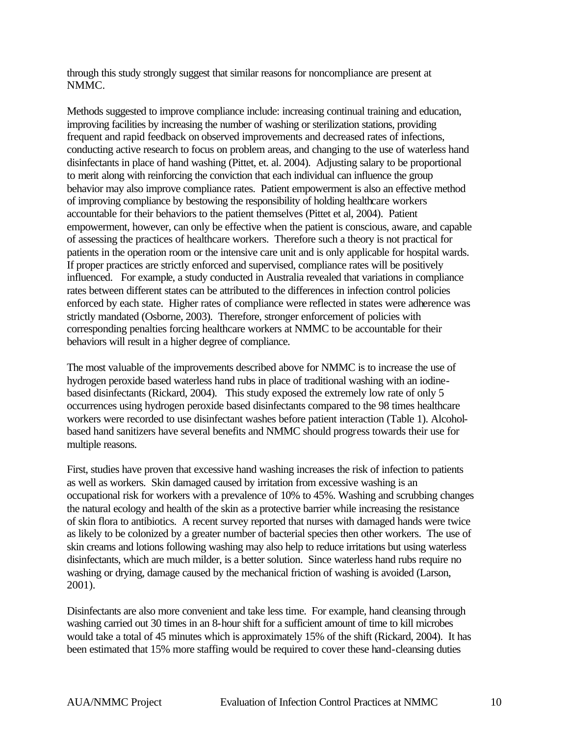through this study strongly suggest that similar reasons for noncompliance are present at NMMC.

Methods suggested to improve compliance include: increasing continual training and education, improving facilities by increasing the number of washing or sterilization stations, providing frequent and rapid feedback on observed improvements and decreased rates of infections, conducting active research to focus on problem areas, and changing to the use of waterless hand disinfectants in place of hand washing (Pittet, et. al. 2004). Adjusting salary to be proportional to merit along with reinforcing the conviction that each individual can influence the group behavior may also improve compliance rates. Patient empowerment is also an effective method of improving compliance by bestowing the responsibility of holding healthcare workers accountable for their behaviors to the patient themselves (Pittet et al, 2004). Patient empowerment, however, can only be effective when the patient is conscious, aware, and capable of assessing the practices of healthcare workers. Therefore such a theory is not practical for patients in the operation room or the intensive care unit and is only applicable for hospital wards. If proper practices are strictly enforced and supervised, compliance rates will be positively influenced. For example, a study conducted in Australia revealed that variations in compliance rates between different states can be attributed to the differences in infection control policies enforced by each state. Higher rates of compliance were reflected in states were adherence was strictly mandated (Osborne, 2003). Therefore, stronger enforcement of policies with corresponding penalties forcing healthcare workers at NMMC to be accountable for their behaviors will result in a higher degree of compliance.

The most valuable of the improvements described above for NMMC is to increase the use of hydrogen peroxide based waterless hand rubs in place of traditional washing with an iodine-based disinfectants (Rickard, 2004). This study exposed the extremely low rate of only 5 occurrences using hydrogen peroxide based disinfectants compared to the 98 times healthcare workers were recorded to use disinfectant washes before patient interaction (Table 1). Alcohol-based hand sanitizers have several benefits and NMMC should progress towards their use for multiple reasons.

First, studies have proven that excessive hand washing increases the risk of infection to patients as well as workers. Skin damaged caused by irritation from excessive washing is an occupational risk for workers with a prevalence of 10% to 45%. Washing and scrubbing changes the natural ecology and health of the skin as a protective barrier while increasing the resistance of skin flora to antibiotics. A recent survey reported that nurses with damaged hands were twice as likely to be colonized by a greater number of bacterial species then other workers. The use of skin creams and lotions following washing may also help to reduce irritations but using waterless disinfectants, which are much milder, is a better solution. Since waterless hand rubs require no washing or drying, damage caused by the mechanical friction of washing is avoided (Larson, 2001).

Disinfectants are also more convenient and take less time. For example, hand cleansing through washing carried out 30 times in an 8-hour shift for a sufficient amount of time to kill microbes would take a total of 45 minutes which is approximately 15% of the shift (Rickard, 2004). It has been estimated that 15% more staffing would be required to cover these hand-cleansing duties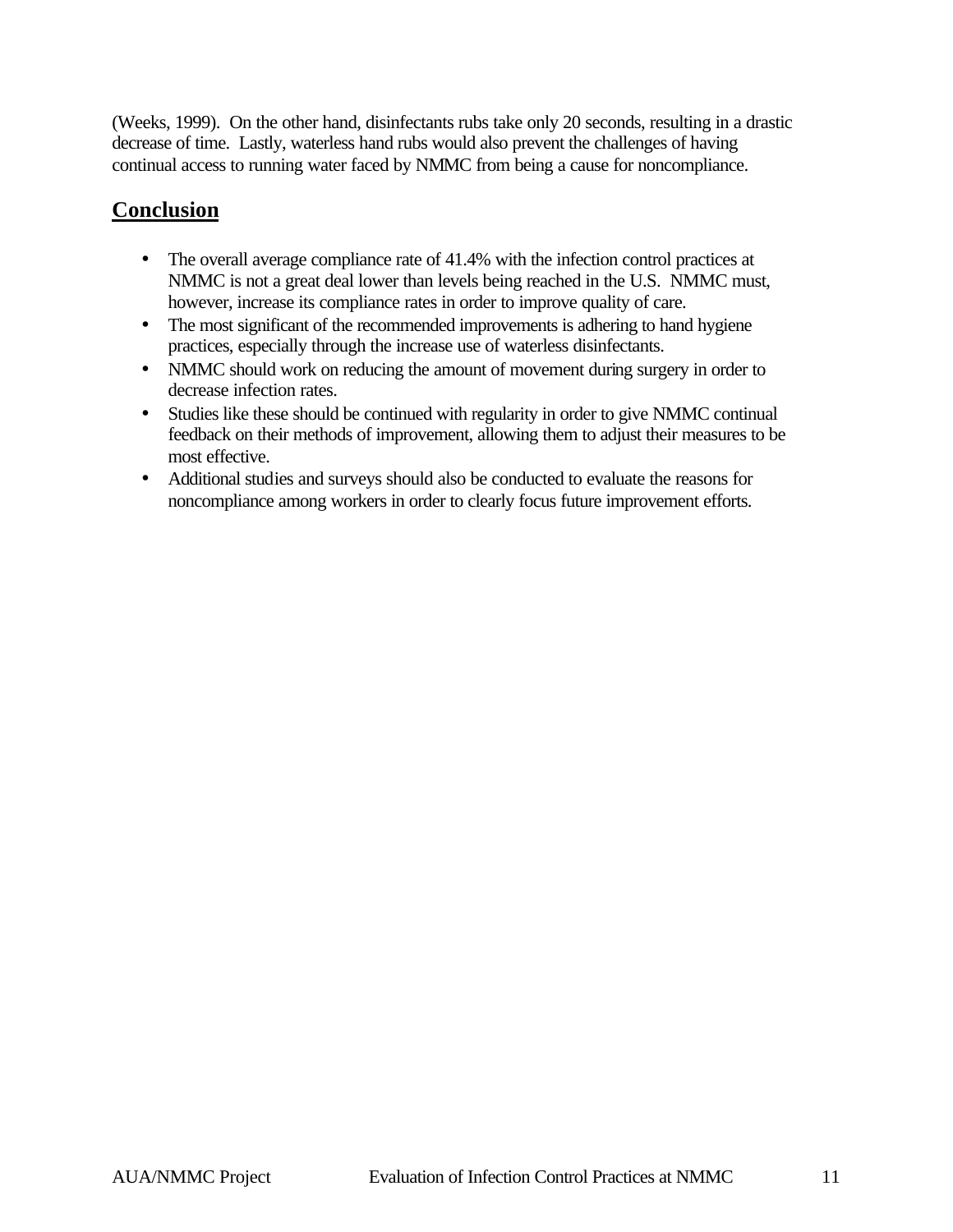(Weeks, 1999). On the other hand, disinfectants rubs take only 20 seconds, resulting in a drastic decrease of time. Lastly, waterless hand rubs would also prevent the challenges of having continual access to running water faced by NMMC from being a cause for noncompliance.

## Conclusion

- The overall average compliance rate of 41.4% with the infection control practices at NMMC is not a great deal lower than levels being reached in the U.S. NMMC must, however, increase its compliance rates in order to improve quality of care.
- The most significant of the recommended improvements is adhering to hand hygiene practices, especially through the increase use of waterless disinfectants.
- NMMC should work on reducing the amount of movement during surgery in order to decrease infection rates.
- Studies like these should be continued with regularity in order to give NMMC continual feedback on their methods of improvement, allowing them to adjust their measures to be most effective.
- Additional studies and surveys should also be conducted to evaluate the reasons for noncompliance among workers in order to clearly focus future improvement efforts.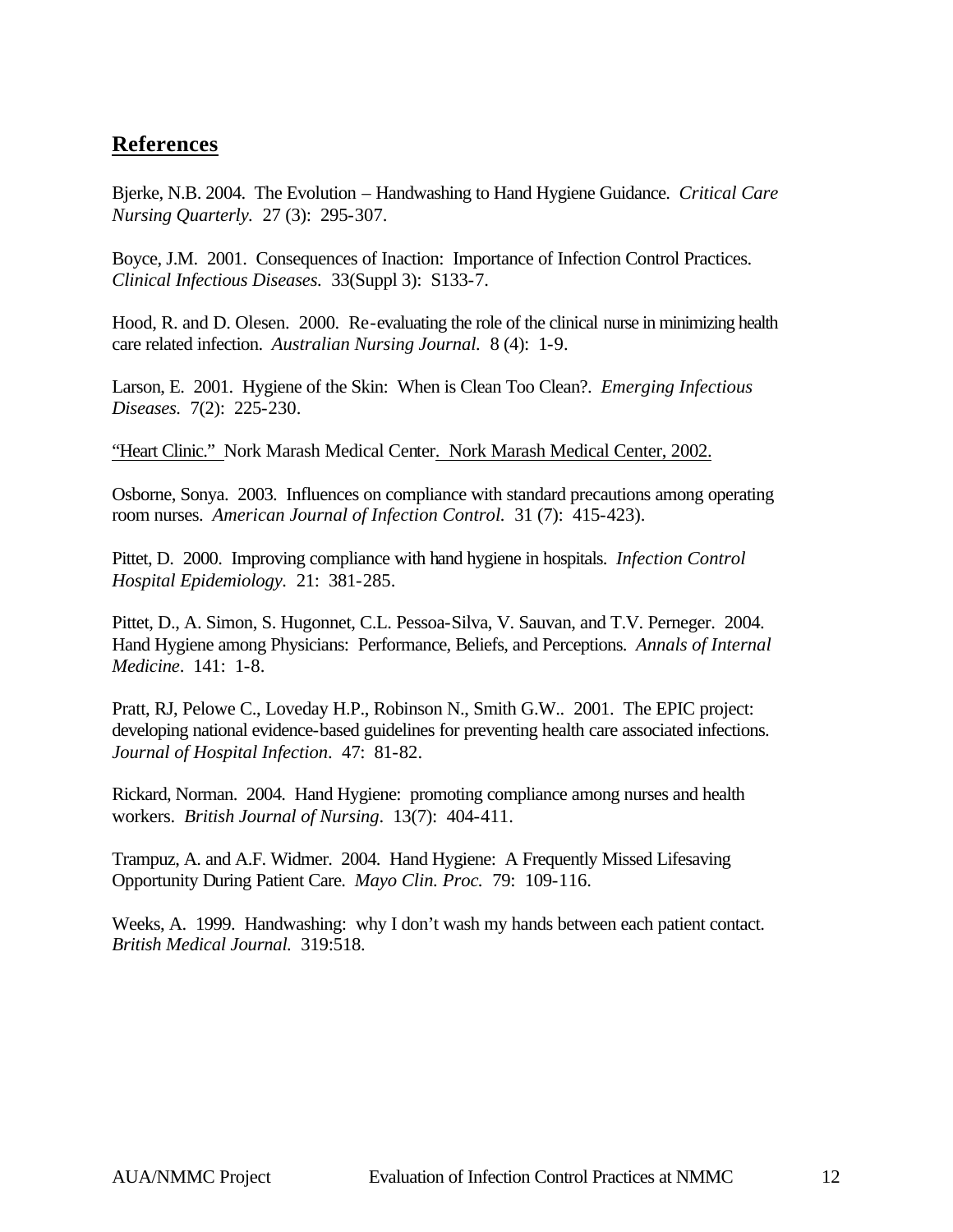## References

Bjerke, N.B. 2004. The Evolution – Handwashing to Hand Hygiene Guidance. *Critical Care Nursing Quarterly*. 27 (3): 295-307.

Boyce, J.M. 2001. Consequences of Inaction: Importance of Infection Control Practices. *Clinical Infectious Diseases.* 33(Suppl 3): S133-7.

Hood, R. and D. Olesen. 2000. Re-evaluating the role of the clinical nurse in minimizing health care related infection. *Australian Nursing Journal.* 8 (4): 1-9.

Larson, E. 2001. Hygiene of the Skin: When is Clean Too Clean?. *Emerging Infectious Diseases.* 7(2): 225-230.

"Heart Clinic." Nork Marash Medical Center. Nork Marash Medical Center, 2002.

Osborne, Sonya. 2003. Influences on compliance with standard precautions among operating room nurses. *American Journal of Infection Control.* 31 (7): 415-423).

Pittet, D. 2000. Improving compliance with hand hygiene in hospitals. *Infection Control Hospital Epidemiology*. 21: 381-285.

Pittet, D., A. Simon, S. Hugonnet, C.L. Pessoa-Silva, V. Sauvan, and T.V. Perneger. 2004. Hand Hygiene among Physicians: Performance, Beliefs, and Perceptions. *Annals of Internal Medicine*. 141: 1-8.

Pratt, RJ, Pelowe C., Loveday H.P., Robinson N., Smith G.W.. 2001. The EPIC project: developing national evidence-based guidelines for preventing health care associated infections. *Journal of Hospital Infection*. 47: 81-82.

Rickard, Norman. 2004. Hand Hygiene: promoting compliance among nurses and health workers. *British Journal of Nursing*. 13(7): 404-411.

Trampuz, A. and A.F. Widmer. 2004. Hand Hygiene: A Frequently Missed Lifesaving Opportunity During Patient Care. *Mayo Clin. Proc.* 79: 109-116.

Weeks, A. 1999. Handwashing: why I don't wash my hands between each patient contact. *British Medical Journal.* 319:518.